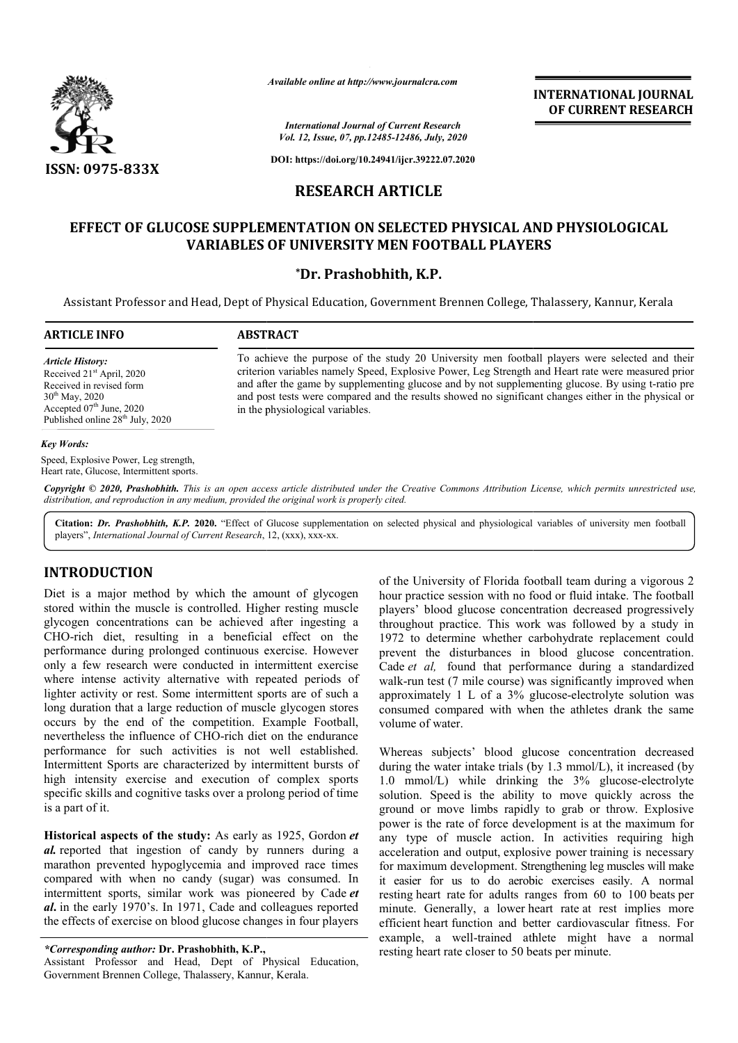# RESEARCH ARTICLE

## EFFECT OF GLUCOSE SUPPLEMENTATION ON SELECTED PHYSICAL AND PHYSIOLOGICAL VARIABLES OF UNIVERSITY MEN FOOTBALL PLAYERS

**\*Dr. Prashobhith, K.P.**

Assistant Professor and Head, Dept of Physical Education, Government Brennen College, Thalassery, Kannur, Kerala

**ARTICLE INFO**

*Article History:*
Received 21st April, 2020
Received in revised form 30th May, 2020
Accepted 07th June, 2020
Published online 28th July, 2020

*Key Words:*
Speed, Explosive Power, Leg strength, Heart rate, Glucose, Intermittent sports.

**ABSTRACT**

To achieve the purpose of the study 20 University men football players were selected and their criterion variables namely Speed, Explosive Power, Leg Strength and Heart rate were measured prior and after the game by supplementing glucose and by not supplementing glucose. By using t-ratio pre and post tests were compared and the results showed no significant changes either in the physical or in the physiological variables.

*Copyright © 2020, Prashobhith. This is an open access article distributed under the Creative Commons Attribution License, which permits unrestricted use, distribution, and reproduction in any medium, provided the original work is properly cited.*

**Citation:** ***Dr. Prashobhith, K.P.*** **2020.** "Effect of Glucose supplementation on selected physical and physiological variables of university men football players", *International Journal of Current Research*, 12, (xxx), xxx-xx.

## INTRODUCTION

Diet is a major method by which the amount of glycogen stored within the muscle is controlled. Higher resting muscle glycogen concentrations can be achieved after ingesting a CHO-rich diet, resulting in a beneficial effect on the performance during prolonged continuous exercise. However only a few research were conducted in intermittent exercise where intense activity alternative with repeated periods of lighter activity or rest. Some intermittent sports are of such a long duration that a large reduction of muscle glycogen stores occurs by the end of the competition. Example Football, nevertheless the influence of CHO-rich diet on the endurance performance for such activities is not well established. Intermittent Sports are characterized by intermittent bursts of high intensity exercise and execution of complex sports specific skills and cognitive tasks over a prolong period of time is a part of it.

**Historical aspects of the study:** As early as 1925, Gordon ***et al.*** reported that ingestion of candy by runners during a marathon prevented hypoglycemia and improved race times compared with when no candy (sugar) was consumed. In intermittent sports, similar work was pioneered by Cade ***et al.*** in the early 1970's. In 1971, Cade and colleagues reported the effects of exercise on blood glucose changes in four players of the University of Florida football team during a vigorous 2 hour practice session with no food or fluid intake. The football players' blood glucose concentration decreased progressively throughout practice. This work was followed by a study in 1972 to determine whether carbohydrate replacement could prevent the disturbances in blood glucose concentration. Cade *et al,* found that performance during a standardized walk-run test (7 mile course) was significantly improved when approximately 1 L of a 3% glucose-electrolyte solution was consumed compared with when the athletes drank the same volume of water.

Whereas subjects' blood glucose concentration decreased during the water intake trials (by 1.3 mmol/L), it increased (by 1.0 mmol/L) while drinking the 3% glucose-electrolyte solution. Speed is the ability to move quickly across the ground or move limbs rapidly to grab or throw. Explosive power is the rate of force development is at the maximum for any type of muscle action. In activities requiring high acceleration and output, explosive power training is necessary for maximum development. Strengthening leg muscles will make it easier for us to do aerobic exercises easily. A normal resting heart rate for adults ranges from 60 to 100 beats per minute. Generally, a lower heart rate at rest implies more efficient heart function and better cardiovascular fitness. For example, a well-trained athlete might have a normal resting heart rate closer to 50 beats per minute.

*\*Corresponding author:* **Dr. Prashobhith, K.P.,**
Assistant Professor and Head, Dept of Physical Education, Government Brennen College, Thalassery, Kannur, Kerala.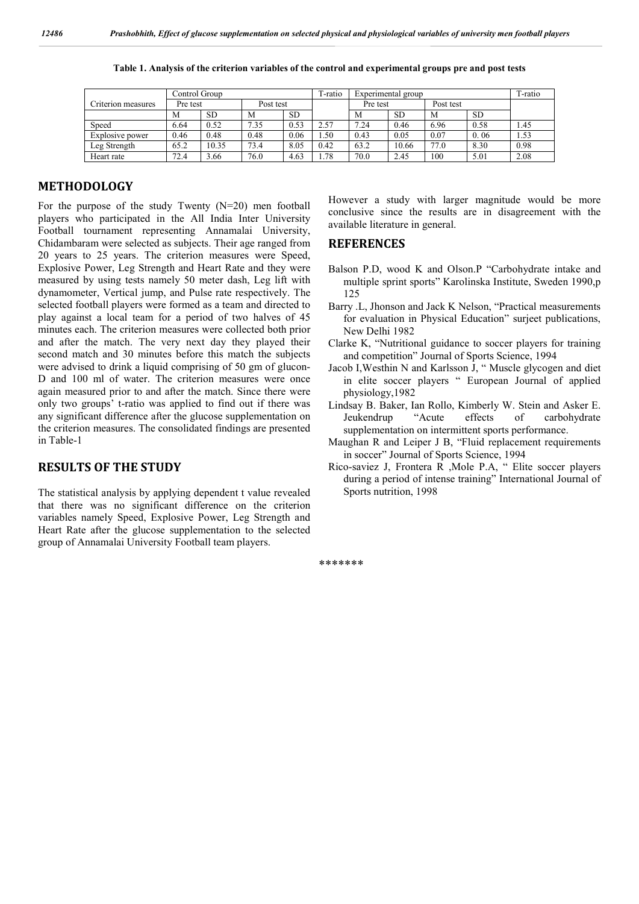**Table 1. Analysis of the criterion variables of the control and experimental groups pre and post tests**

| Criterion measures | Control Group | | | | T-ratio | Experimental group | | | | T-ratio |
|---|---|---|---|---|---|---|---|---|---|---|
| | Pre test | | Post test | | | Pre test | | Post test | | |
| | M | SD | M | SD | | M | SD | M | SD | |
| Speed | 6.64 | 0.52 | 7.35 | 0.53 | 2.57 | 7.24 | 0.46 | 6.96 | 0.58 | 1.45 |
| Explosive power | 0.46 | 0.48 | 0.48 | 0.06 | 1.50 | 0.43 | 0.05 | 0.07 | 0. 06 | 1.53 |
| Leg Strength | 65.2 | 10.35 | 73.4 | 8.05 | 0.42 | 63.2 | 10.66 | 77.0 | 8.30 | 0.98 |
| Heart rate | 72.4 | 3.66 | 76.0 | 4.63 | 1.78 | 70.0 | 2.45 | 100 | 5.01 | 2.08 |

## METHODOLOGY

For the purpose of the study Twenty (N=20) men football players who participated in the All India Inter University Football tournament representing Annamalai University, Chidambaram were selected as subjects. Their age ranged from 20 years to 25 years. The criterion measures were Speed, Explosive Power, Leg Strength and Heart Rate and they were measured by using tests namely 50 meter dash, Leg lift with dynamometer, Vertical jump, and Pulse rate respectively. The selected football players were formed as a team and directed to play against a local team for a period of two halves of 45 minutes each. The criterion measures were collected both prior and after the match. The very next day they played their second match and 30 minutes before this match the subjects were advised to drink a liquid comprising of 50 gm of glucon-D and 100 ml of water. The criterion measures were once again measured prior to and after the match. Since there were only two groups' t-ratio was applied to find out if there was any significant difference after the glucose supplementation on the criterion measures. The consolidated findings are presented in Table-1

## RESULTS OF THE STUDY

The statistical analysis by applying dependent t value revealed that there was no significant difference on the criterion variables namely Speed, Explosive Power, Leg Strength and Heart Rate after the glucose supplementation to the selected group of Annamalai University Football team players.

However a study with larger magnitude would be more conclusive since the results are in disagreement with the available literature in general.

## REFERENCES

- Balson P.D, wood K and Olson.P "Carbohydrate intake and multiple sprint sports" Karolinska Institute, Sweden 1990,p 125
- Barry .L, Jhonson and Jack K Nelson, "Practical measurements for evaluation in Physical Education" surjeet publications, New Delhi 1982
- Clarke K, "Nutritional guidance to soccer players for training and competition" Journal of Sports Science, 1994
- Jacob I,Westhin N and Karlsson J, " Muscle glycogen and diet in elite soccer players " European Journal of applied physiology,1982
- Lindsay B. Baker, Ian Rollo, Kimberly W. Stein and Asker E. Jeukendrup "Acute effects of carbohydrate supplementation on intermittent sports performance.
- Maughan R and Leiper J B, "Fluid replacement requirements in soccer" Journal of Sports Science, 1994
- Rico-saviez J, Frontera R ,Mole P.A, " Elite soccer players during a period of intense training" International Journal of Sports nutrition, 1998

\*\*\*\*\*\*\*